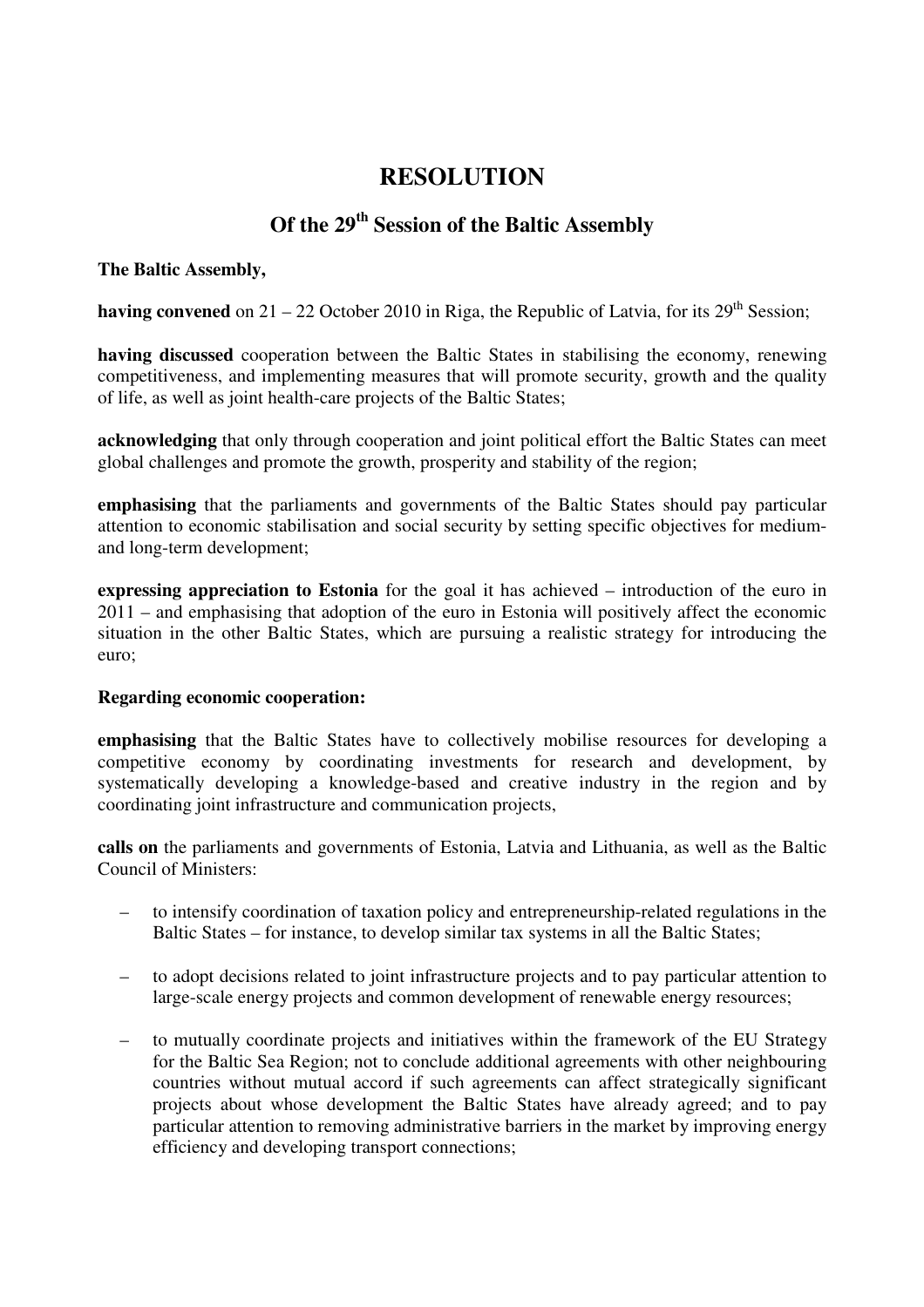# RESOLUTION

## Of the 29th Session of the Baltic Assembly

**The Baltic Assembly,**

**having convened** on 21 – 22 October 2010 in Riga, the Republic of Latvia, for its 29th Session;

**having discussed** cooperation between the Baltic States in stabilising the economy, renewing competitiveness, and implementing measures that will promote security, growth and the quality of life, as well as joint health-care projects of the Baltic States;

**acknowledging** that only through cooperation and joint political effort the Baltic States can meet global challenges and promote the growth, prosperity and stability of the region;

**emphasising** that the parliaments and governments of the Baltic States should pay particular attention to economic stabilisation and social security by setting specific objectives for medium- and long-term development;

**expressing appreciation to Estonia** for the goal it has achieved – introduction of the euro in 2011 – and emphasising that adoption of the euro in Estonia will positively affect the economic situation in the other Baltic States, which are pursuing a realistic strategy for introducing the euro;

**Regarding economic cooperation:**

**emphasising** that the Baltic States have to collectively mobilise resources for developing a competitive economy by coordinating investments for research and development, by systematically developing a knowledge-based and creative industry in the region and by coordinating joint infrastructure and communication projects,

**calls on** the parliaments and governments of Estonia, Latvia and Lithuania, as well as the Baltic Council of Ministers:

- to intensify coordination of taxation policy and entrepreneurship-related regulations in the Baltic States – for instance, to develop similar tax systems in all the Baltic States;
- to adopt decisions related to joint infrastructure projects and to pay particular attention to large-scale energy projects and common development of renewable energy resources;
- to mutually coordinate projects and initiatives within the framework of the EU Strategy for the Baltic Sea Region; not to conclude additional agreements with other neighbouring countries without mutual accord if such agreements can affect strategically significant projects about whose development the Baltic States have already agreed; and to pay particular attention to removing administrative barriers in the market by improving energy efficiency and developing transport connections;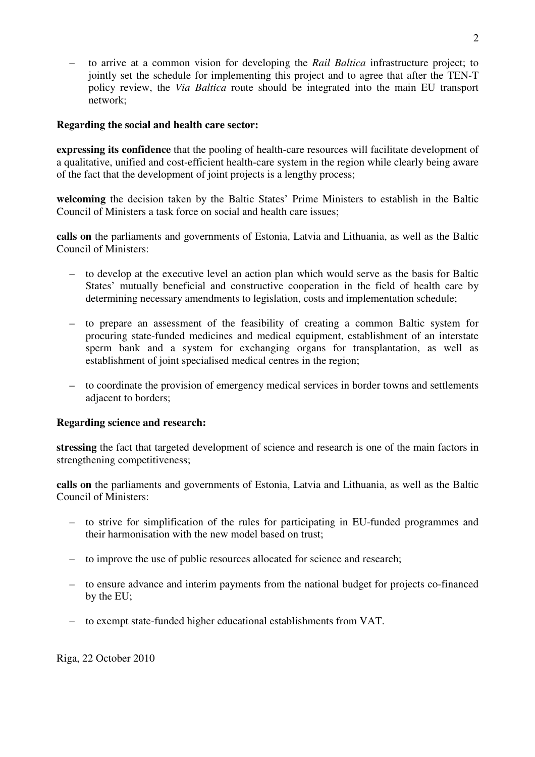- to arrive at a common vision for developing the *Rail Baltica* infrastructure project; to jointly set the schedule for implementing this project and to agree that after the TEN-T policy review, the *Via Baltica* route should be integrated into the main EU transport network;

**Regarding the social and health care sector:**

**expressing its confidence** that the pooling of health-care resources will facilitate development of a qualitative, unified and cost-efficient health-care system in the region while clearly being aware of the fact that the development of joint projects is a lengthy process;

**welcoming** the decision taken by the Baltic States' Prime Ministers to establish in the Baltic Council of Ministers a task force on social and health care issues;

**calls on** the parliaments and governments of Estonia, Latvia and Lithuania, as well as the Baltic Council of Ministers:

- to develop at the executive level an action plan which would serve as the basis for Baltic States' mutually beneficial and constructive cooperation in the field of health care by determining necessary amendments to legislation, costs and implementation schedule;

- to prepare an assessment of the feasibility of creating a common Baltic system for procuring state-funded medicines and medical equipment, establishment of an interstate sperm bank and a system for exchanging organs for transplantation, as well as establishment of joint specialised medical centres in the region;

- to coordinate the provision of emergency medical services in border towns and settlements adjacent to borders;

**Regarding science and research:**

**stressing** the fact that targeted development of science and research is one of the main factors in strengthening competitiveness;

**calls on** the parliaments and governments of Estonia, Latvia and Lithuania, as well as the Baltic Council of Ministers:

- to strive for simplification of the rules for participating in EU-funded programmes and their harmonisation with the new model based on trust;

- to improve the use of public resources allocated for science and research;

- to ensure advance and interim payments from the national budget for projects co-financed by the EU;

- to exempt state-funded higher educational establishments from VAT.

Riga, 22 October 2010